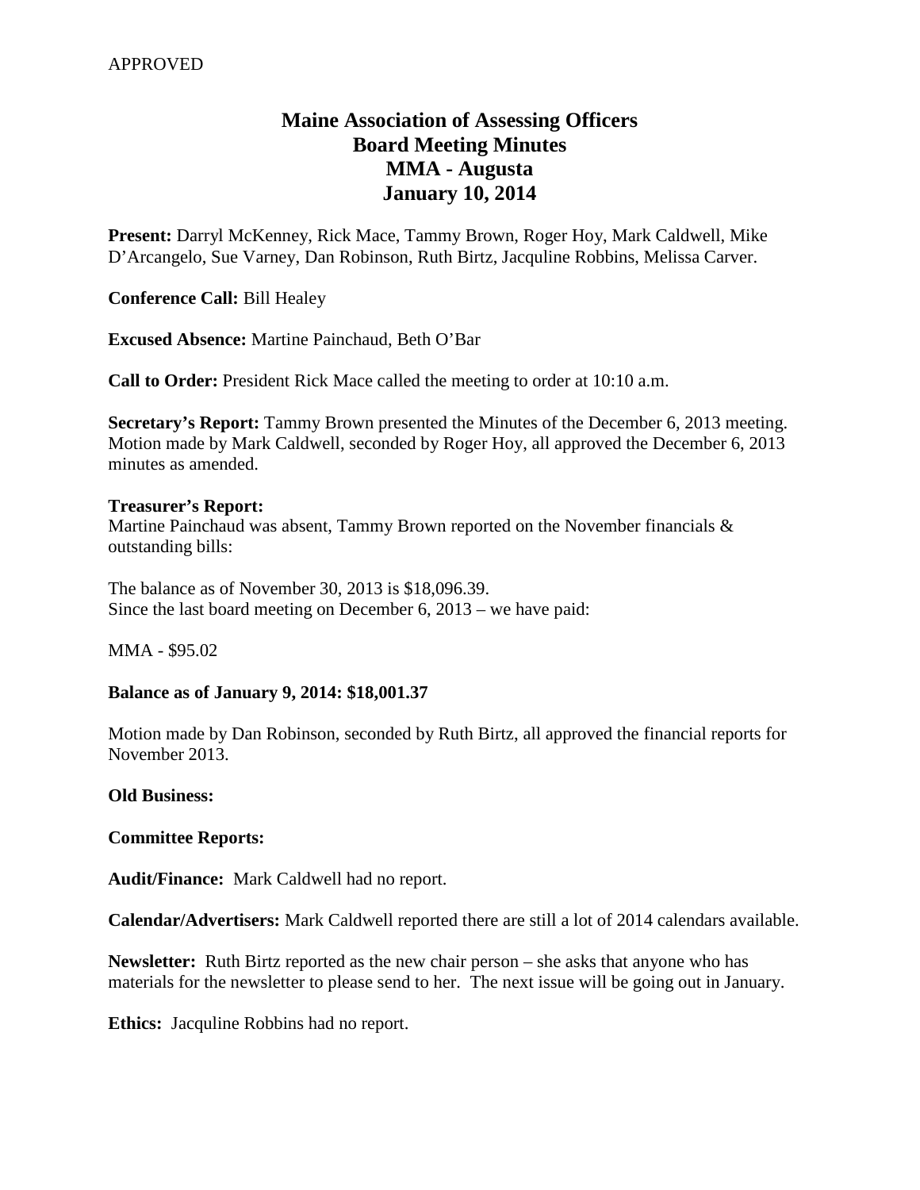APPROVED

# Maine Association of Assessing Officers
# Board Meeting Minutes
# MMA - Augusta
# January 10, 2014

**Present:** Darryl McKenney, Rick Mace, Tammy Brown, Roger Hoy, Mark Caldwell, Mike D'Arcangelo, Sue Varney, Dan Robinson, Ruth Birtz, Jacquline Robbins, Melissa Carver.

**Conference Call:** Bill Healey

**Excused Absence:** Martine Painchaud, Beth O'Bar

**Call to Order:** President Rick Mace called the meeting to order at 10:10 a.m.

**Secretary's Report:** Tammy Brown presented the Minutes of the December 6, 2013 meeting. Motion made by Mark Caldwell, seconded by Roger Hoy, all approved the December 6, 2013 minutes as amended.

**Treasurer's Report:**
Martine Painchaud was absent, Tammy Brown reported on the November financials & outstanding bills:

The balance as of November 30, 2013 is $18,096.39.
Since the last board meeting on December 6, 2013 – we have paid:

MMA - $95.02

**Balance as of January 9, 2014: $18,001.37**

Motion made by Dan Robinson, seconded by Ruth Birtz, all approved the financial reports for November 2013.

**Old Business:**

**Committee Reports:**

**Audit/Finance:** Mark Caldwell had no report.

**Calendar/Advertisers:** Mark Caldwell reported there are still a lot of 2014 calendars available.

**Newsletter:** Ruth Birtz reported as the new chair person – she asks that anyone who has materials for the newsletter to please send to her. The next issue will be going out in January.

**Ethics:** Jacquline Robbins had no report.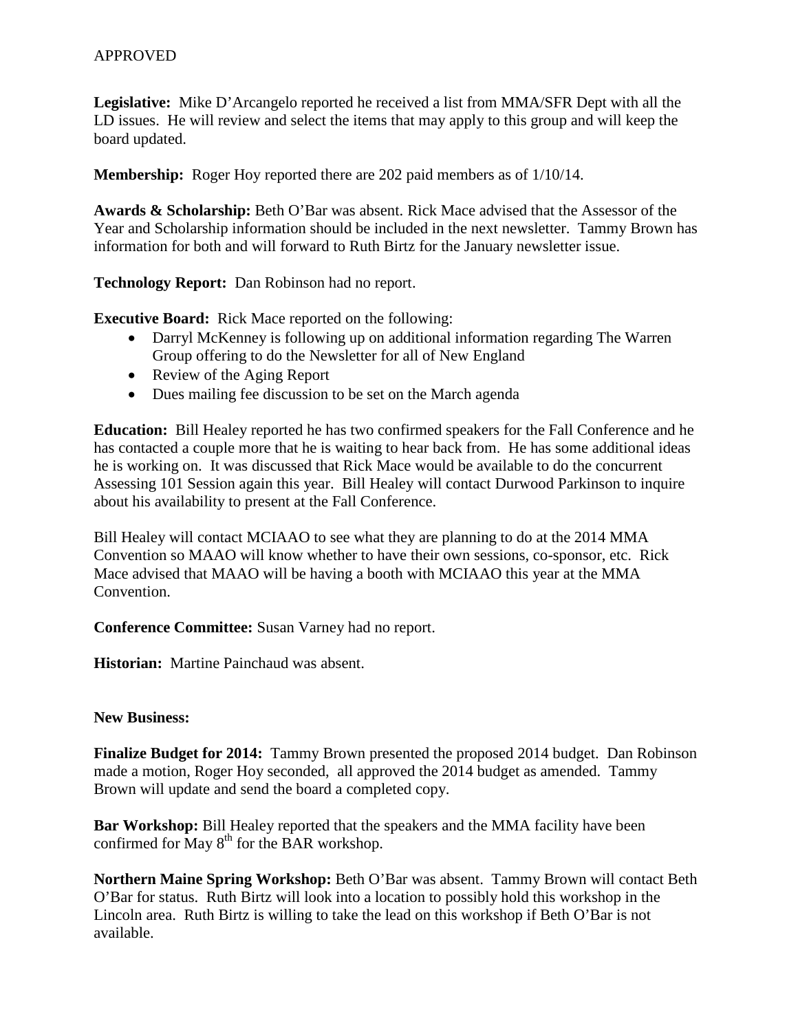APPROVED

**Legislative:** Mike D'Arcangelo reported he received a list from MMA/SFR Dept with all the LD issues. He will review and select the items that may apply to this group and will keep the board updated.

**Membership:** Roger Hoy reported there are 202 paid members as of 1/10/14.

**Awards & Scholarship:** Beth O'Bar was absent. Rick Mace advised that the Assessor of the Year and Scholarship information should be included in the next newsletter. Tammy Brown has information for both and will forward to Ruth Birtz for the January newsletter issue.

**Technology Report:** Dan Robinson had no report.

**Executive Board:** Rick Mace reported on the following:

- Darryl McKenney is following up on additional information regarding The Warren Group offering to do the Newsletter for all of New England
- Review of the Aging Report
- Dues mailing fee discussion to be set on the March agenda

**Education:** Bill Healey reported he has two confirmed speakers for the Fall Conference and he has contacted a couple more that he is waiting to hear back from. He has some additional ideas he is working on. It was discussed that Rick Mace would be available to do the concurrent Assessing 101 Session again this year. Bill Healey will contact Durwood Parkinson to inquire about his availability to present at the Fall Conference.

Bill Healey will contact MCIAAO to see what they are planning to do at the 2014 MMA Convention so MAAO will know whether to have their own sessions, co-sponsor, etc. Rick Mace advised that MAAO will be having a booth with MCIAAO this year at the MMA Convention.

**Conference Committee:** Susan Varney had no report.

**Historian:** Martine Painchaud was absent.

**New Business:**

**Finalize Budget for 2014:** Tammy Brown presented the proposed 2014 budget. Dan Robinson made a motion, Roger Hoy seconded, all approved the 2014 budget as amended. Tammy Brown will update and send the board a completed copy.

**Bar Workshop:** Bill Healey reported that the speakers and the MMA facility have been confirmed for May 8th for the BAR workshop.

**Northern Maine Spring Workshop:** Beth O'Bar was absent. Tammy Brown will contact Beth O'Bar for status. Ruth Birtz will look into a location to possibly hold this workshop in the Lincoln area. Ruth Birtz is willing to take the lead on this workshop if Beth O'Bar is not available.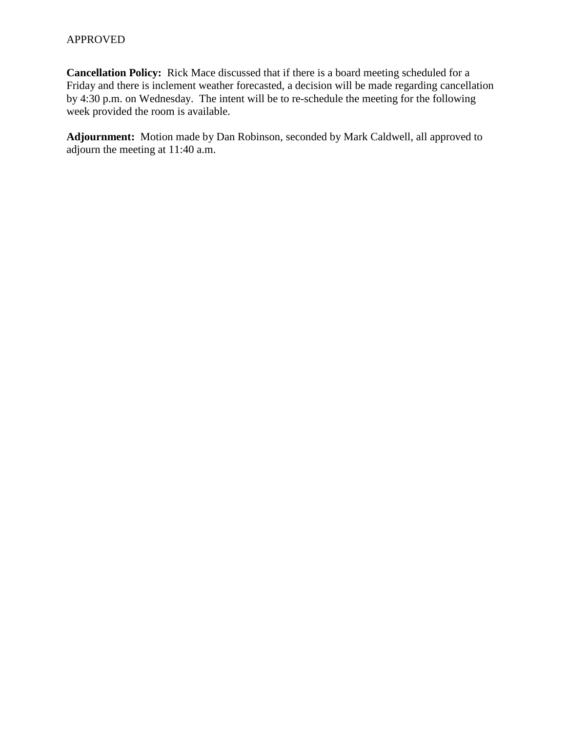**Cancellation Policy:** Rick Mace discussed that if there is a board meeting scheduled for a Friday and there is inclement weather forecasted, a decision will be made regarding cancellation by 4:30 p.m. on Wednesday. The intent will be to re-schedule the meeting for the following week provided the room is available.

**Adjournment:** Motion made by Dan Robinson, seconded by Mark Caldwell, all approved to adjourn the meeting at 11:40 a.m.